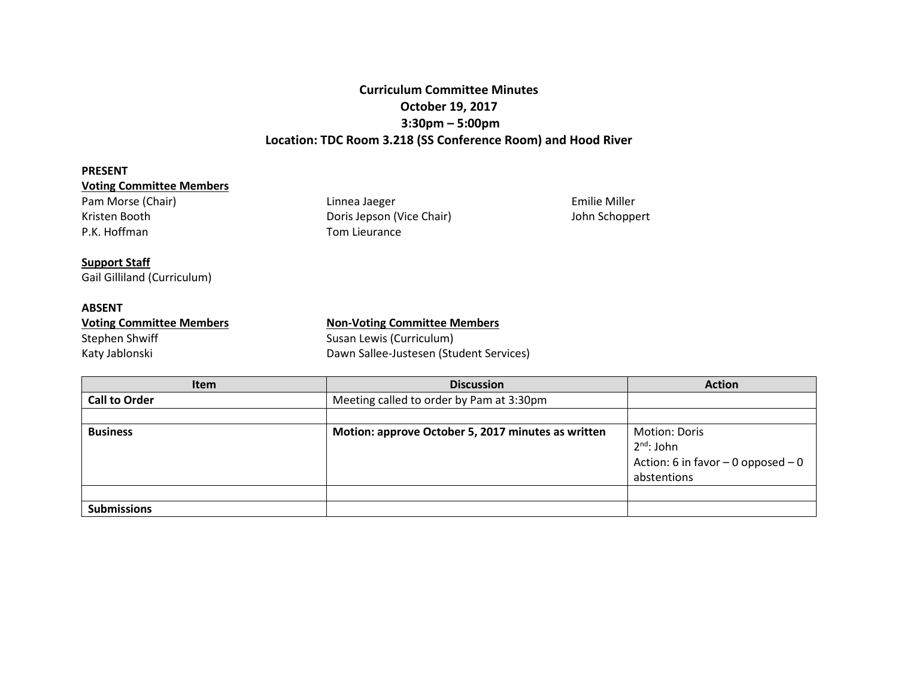**Curriculum Committee Minutes**
**October 19, 2017**
**3:30pm – 5:00pm**
**Location: TDC Room 3.218 (SS Conference Room) and Hood River**

**PRESENT**

**Voting Committee Members**

Pam Morse (Chair)
Kristen Booth
P.K. Hoffman
Linnea Jaeger
Doris Jepson (Vice Chair)
Tom Lieurance
Emilie Miller
John Schoppert

**Support Staff**

Gail Gilliland (Curriculum)

**ABSENT**

**Voting Committee Members**

Stephen Shwiff
Katy Jablonski

**Non-Voting Committee Members**

Susan Lewis (Curriculum)
Dawn Sallee-Justesen (Student Services)

| Item | Discussion | Action |
|---|---|---|
| **Call to Order** | Meeting called to order by Pam at 3:30pm | |
| | | |
| **Business** | **Motion: approve October 5, 2017 minutes as written** | Motion: Doris<br>2nd: John<br>Action: 6 in favor – 0 opposed – 0 abstentions |
| | | |
| **Submissions** | | |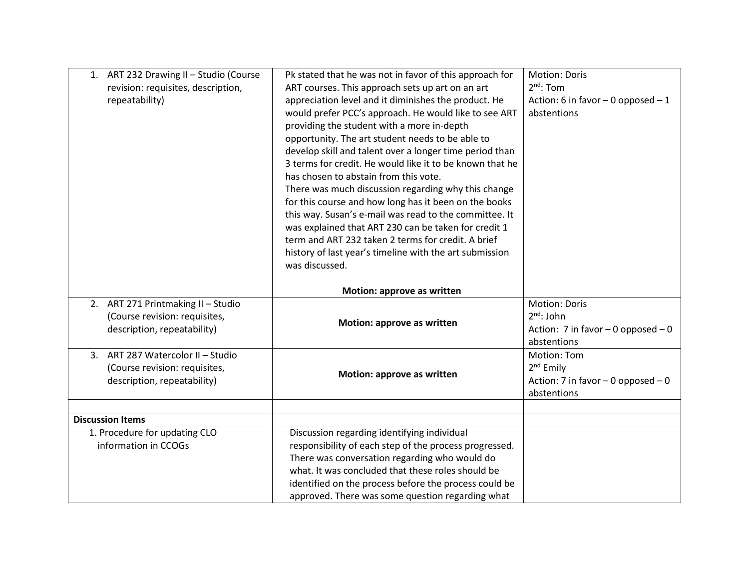| | | |
|---|---|---|
| 1. ART 232 Drawing II – Studio (Course revision: requisites, description, repeatability) | Pk stated that he was not in favor of this approach for ART courses. This approach sets up art on an art appreciation level and it diminishes the product. He would prefer PCC's approach. He would like to see ART providing the student with a more in-depth opportunity. The art student needs to be able to develop skill and talent over a longer time period than 3 terms for credit. He would like it to be known that he has chosen to abstain from this vote.<br>There was much discussion regarding why this change for this course and how long has it been on the books this way. Susan's e-mail was read to the committee. It was explained that ART 230 can be taken for credit 1 term and ART 232 taken 2 terms for credit. A brief history of last year's timeline with the art submission was discussed.<br><br>**Motion: approve as written** | Motion: Doris<br>2nd: Tom<br>Action: 6 in favor – 0 opposed – 1 abstentions |
| 2. ART 271 Printmaking II – Studio (Course revision: requisites, description, repeatability) | **Motion: approve as written** | Motion: Doris<br>2nd: John<br>Action: 7 in favor – 0 opposed – 0 abstentions |
| 3. ART 287 Watercolor II – Studio (Course revision: requisites, description, repeatability) | **Motion: approve as written** | Motion: Tom<br>2nd Emily<br>Action: 7 in favor – 0 opposed – 0 abstentions |
| | | |
| **Discussion Items** | | |
| 1. Procedure for updating CLO information in CCOGs | Discussion regarding identifying individual responsibility of each step of the process progressed. There was conversation regarding who would do what. It was concluded that these roles should be identified on the process before the process could be approved. There was some question regarding what | |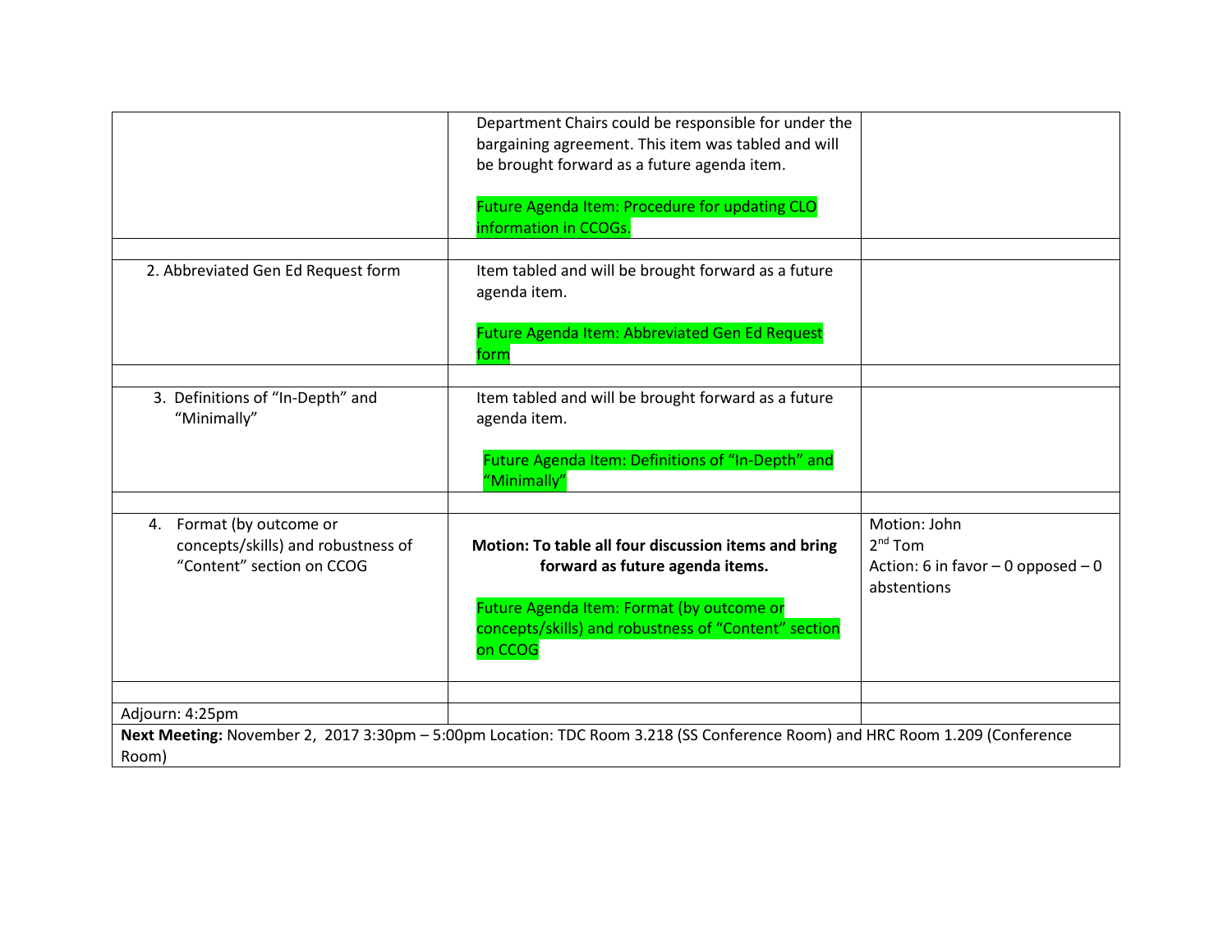| | | |
|---|---|---|
| | Department Chairs could be responsible for under the bargaining agreement. This item was tabled and will be brought forward as a future agenda item.<br><br>Future Agenda Item: Procedure for updating CLO information in CCOGs. | |
| | | |
| 2. Abbreviated Gen Ed Request form | Item tabled and will be brought forward as a future agenda item.<br><br>Future Agenda Item: Abbreviated Gen Ed Request form | |
| | | |
| 3. Definitions of "In-Depth" and "Minimally" | Item tabled and will be brought forward as a future agenda item.<br><br>Future Agenda Item: Definitions of "In-Depth" and "Minimally" | |
| | | |
| 4. Format (by outcome or concepts/skills) and robustness of "Content" section on CCOG | **Motion: To table all four discussion items and bring forward as future agenda items.**<br><br>Future Agenda Item: Format (by outcome or concepts/skills) and robustness of "Content" section on CCOG | Motion: John<br>2nd Tom<br>Action: 6 in favor – 0 opposed – 0 abstentions |
| | | |
| Adjourn: 4:25pm | | |
| **Next Meeting:** November 2, 2017 3:30pm – 5:00pm Location: TDC Room 3.218 (SS Conference Room) and HRC Room 1.209 (Conference Room) | | |